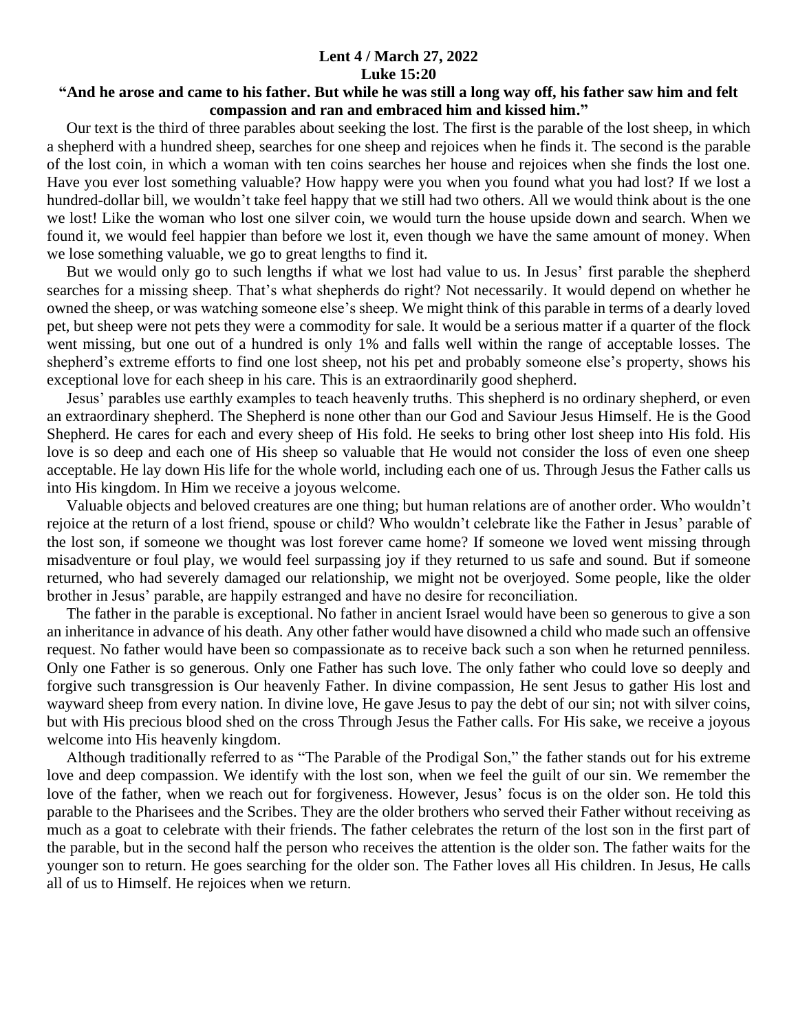**Lent 4 / March 27, 2022**
**Luke 15:20**

**"And he arose and came to his father. But while he was still a long way off, his father saw him and felt compassion and ran and embraced him and kissed him."**

Our text is the third of three parables about seeking the lost. The first is the parable of the lost sheep, in which a shepherd with a hundred sheep, searches for one sheep and rejoices when he finds it. The second is the parable of the lost coin, in which a woman with ten coins searches her house and rejoices when she finds the lost one. Have you ever lost something valuable? How happy were you when you found what you had lost? If we lost a hundred-dollar bill, we wouldn't take feel happy that we still had two others. All we would think about is the one we lost! Like the woman who lost one silver coin, we would turn the house upside down and search. When we found it, we would feel happier than before we lost it, even though we have the same amount of money. When we lose something valuable, we go to great lengths to find it.

But we would only go to such lengths if what we lost had value to us. In Jesus' first parable the shepherd searches for a missing sheep. That's what shepherds do right? Not necessarily. It would depend on whether he owned the sheep, or was watching someone else's sheep. We might think of this parable in terms of a dearly loved pet, but sheep were not pets they were a commodity for sale. It would be a serious matter if a quarter of the flock went missing, but one out of a hundred is only 1% and falls well within the range of acceptable losses. The shepherd's extreme efforts to find one lost sheep, not his pet and probably someone else's property, shows his exceptional love for each sheep in his care. This is an extraordinarily good shepherd.

Jesus' parables use earthly examples to teach heavenly truths. This shepherd is no ordinary shepherd, or even an extraordinary shepherd. The Shepherd is none other than our God and Saviour Jesus Himself. He is the Good Shepherd. He cares for each and every sheep of His fold. He seeks to bring other lost sheep into His fold. His love is so deep and each one of His sheep so valuable that He would not consider the loss of even one sheep acceptable. He lay down His life for the whole world, including each one of us. Through Jesus the Father calls us into His kingdom. In Him we receive a joyous welcome.

Valuable objects and beloved creatures are one thing; but human relations are of another order. Who wouldn't rejoice at the return of a lost friend, spouse or child? Who wouldn't celebrate like the Father in Jesus' parable of the lost son, if someone we thought was lost forever came home? If someone we loved went missing through misadventure or foul play, we would feel surpassing joy if they returned to us safe and sound. But if someone returned, who had severely damaged our relationship, we might not be overjoyed. Some people, like the older brother in Jesus' parable, are happily estranged and have no desire for reconciliation.

The father in the parable is exceptional. No father in ancient Israel would have been so generous to give a son an inheritance in advance of his death. Any other father would have disowned a child who made such an offensive request. No father would have been so compassionate as to receive back such a son when he returned penniless. Only one Father is so generous. Only one Father has such love. The only father who could love so deeply and forgive such transgression is Our heavenly Father. In divine compassion, He sent Jesus to gather His lost and wayward sheep from every nation. In divine love, He gave Jesus to pay the debt of our sin; not with silver coins, but with His precious blood shed on the cross Through Jesus the Father calls. For His sake, we receive a joyous welcome into His heavenly kingdom.

Although traditionally referred to as "The Parable of the Prodigal Son," the father stands out for his extreme love and deep compassion. We identify with the lost son, when we feel the guilt of our sin. We remember the love of the father, when we reach out for forgiveness. However, Jesus' focus is on the older son. He told this parable to the Pharisees and the Scribes. They are the older brothers who served their Father without receiving as much as a goat to celebrate with their friends. The father celebrates the return of the lost son in the first part of the parable, but in the second half the person who receives the attention is the older son. The father waits for the younger son to return. He goes searching for the older son. The Father loves all His children. In Jesus, He calls all of us to Himself. He rejoices when we return.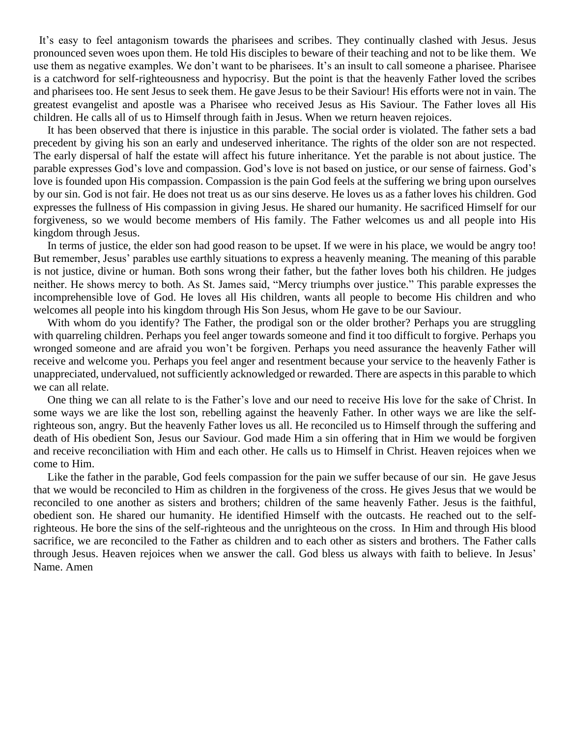It's easy to feel antagonism towards the pharisees and scribes. They continually clashed with Jesus. Jesus pronounced seven woes upon them. He told His disciples to beware of their teaching and not to be like them. We use them as negative examples. We don't want to be pharisees. It's an insult to call someone a pharisee. Pharisee is a catchword for self-righteousness and hypocrisy. But the point is that the heavenly Father loved the scribes and pharisees too. He sent Jesus to seek them. He gave Jesus to be their Saviour! His efforts were not in vain. The greatest evangelist and apostle was a Pharisee who received Jesus as His Saviour. The Father loves all His children. He calls all of us to Himself through faith in Jesus. When we return heaven rejoices.

It has been observed that there is injustice in this parable. The social order is violated. The father sets a bad precedent by giving his son an early and undeserved inheritance. The rights of the older son are not respected. The early dispersal of half the estate will affect his future inheritance. Yet the parable is not about justice. The parable expresses God's love and compassion. God's love is not based on justice, or our sense of fairness. God's love is founded upon His compassion. Compassion is the pain God feels at the suffering we bring upon ourselves by our sin. God is not fair. He does not treat us as our sins deserve. He loves us as a father loves his children. God expresses the fullness of His compassion in giving Jesus. He shared our humanity. He sacrificed Himself for our forgiveness, so we would become members of His family. The Father welcomes us and all people into His kingdom through Jesus.

In terms of justice, the elder son had good reason to be upset. If we were in his place, we would be angry too! But remember, Jesus' parables use earthly situations to express a heavenly meaning. The meaning of this parable is not justice, divine or human. Both sons wrong their father, but the father loves both his children. He judges neither. He shows mercy to both. As St. James said, "Mercy triumphs over justice." This parable expresses the incomprehensible love of God. He loves all His children, wants all people to become His children and who welcomes all people into his kingdom through His Son Jesus, whom He gave to be our Saviour.

With whom do you identify? The Father, the prodigal son or the older brother? Perhaps you are struggling with quarreling children. Perhaps you feel anger towards someone and find it too difficult to forgive. Perhaps you wronged someone and are afraid you won't be forgiven. Perhaps you need assurance the heavenly Father will receive and welcome you. Perhaps you feel anger and resentment because your service to the heavenly Father is unappreciated, undervalued, not sufficiently acknowledged or rewarded. There are aspects in this parable to which we can all relate.

One thing we can all relate to is the Father's love and our need to receive His love for the sake of Christ. In some ways we are like the lost son, rebelling against the heavenly Father. In other ways we are like the self-righteous son, angry. But the heavenly Father loves us all. He reconciled us to Himself through the suffering and death of His obedient Son, Jesus our Saviour. God made Him a sin offering that in Him we would be forgiven and receive reconciliation with Him and each other. He calls us to Himself in Christ. Heaven rejoices when we come to Him.

Like the father in the parable, God feels compassion for the pain we suffer because of our sin. He gave Jesus that we would be reconciled to Him as children in the forgiveness of the cross. He gives Jesus that we would be reconciled to one another as sisters and brothers; children of the same heavenly Father. Jesus is the faithful, obedient son. He shared our humanity. He identified Himself with the outcasts. He reached out to the self-righteous. He bore the sins of the self-righteous and the unrighteous on the cross. In Him and through His blood sacrifice, we are reconciled to the Father as children and to each other as sisters and brothers. The Father calls through Jesus. Heaven rejoices when we answer the call. God bless us always with faith to believe. In Jesus' Name. Amen